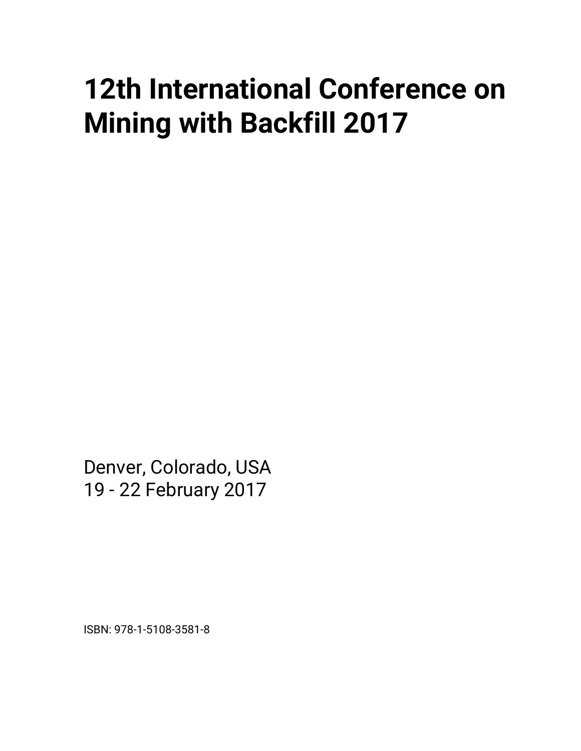# 12th International Conference on Mining with Backfill 2017

Denver, Colorado, USA
19 - 22 February 2017

ISBN: 978-1-5108-3581-8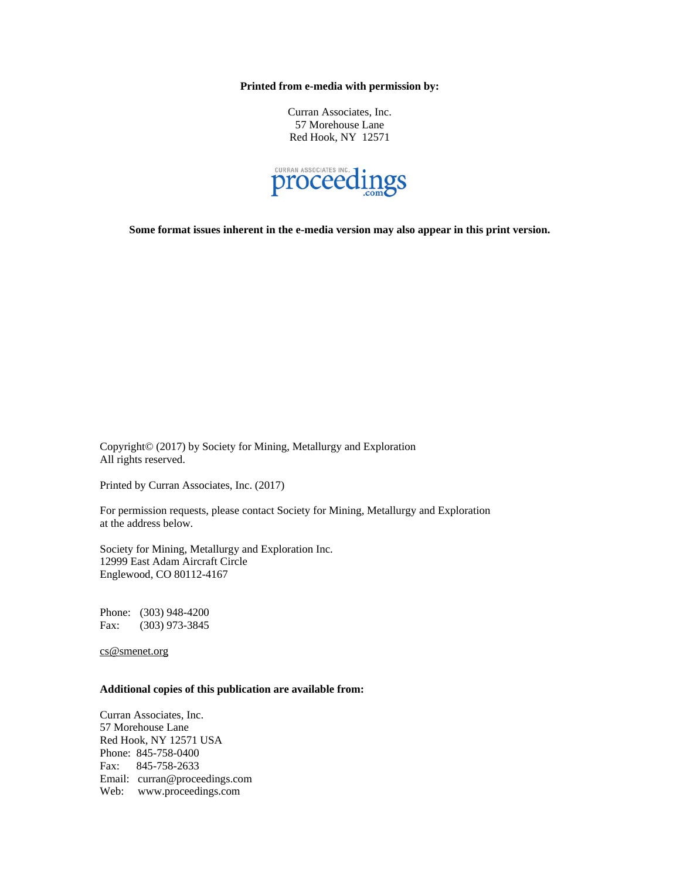**Printed from e-media with permission by:**

Curran Associates, Inc.
57 Morehouse Lane
Red Hook, NY 12571

CURRAN ASSOCIATES INC. proceedings .com

**Some format issues inherent in the e-media version may also appear in this print version.**

Copyright© (2017) by Society for Mining, Metallurgy and Exploration
All rights reserved.

Printed by Curran Associates, Inc. (2017)

For permission requests, please contact Society for Mining, Metallurgy and Exploration at the address below.

Society for Mining, Metallurgy and Exploration Inc.
12999 East Adam Aircraft Circle
Englewood, CO 80112-4167

Phone: (303) 948-4200
Fax: (303) 973-3845

cs@smenet.org

**Additional copies of this publication are available from:**

Curran Associates, Inc.
57 Morehouse Lane
Red Hook, NY 12571 USA
Phone: 845-758-0400
Fax: 845-758-2633
Email: curran@proceedings.com
Web: www.proceedings.com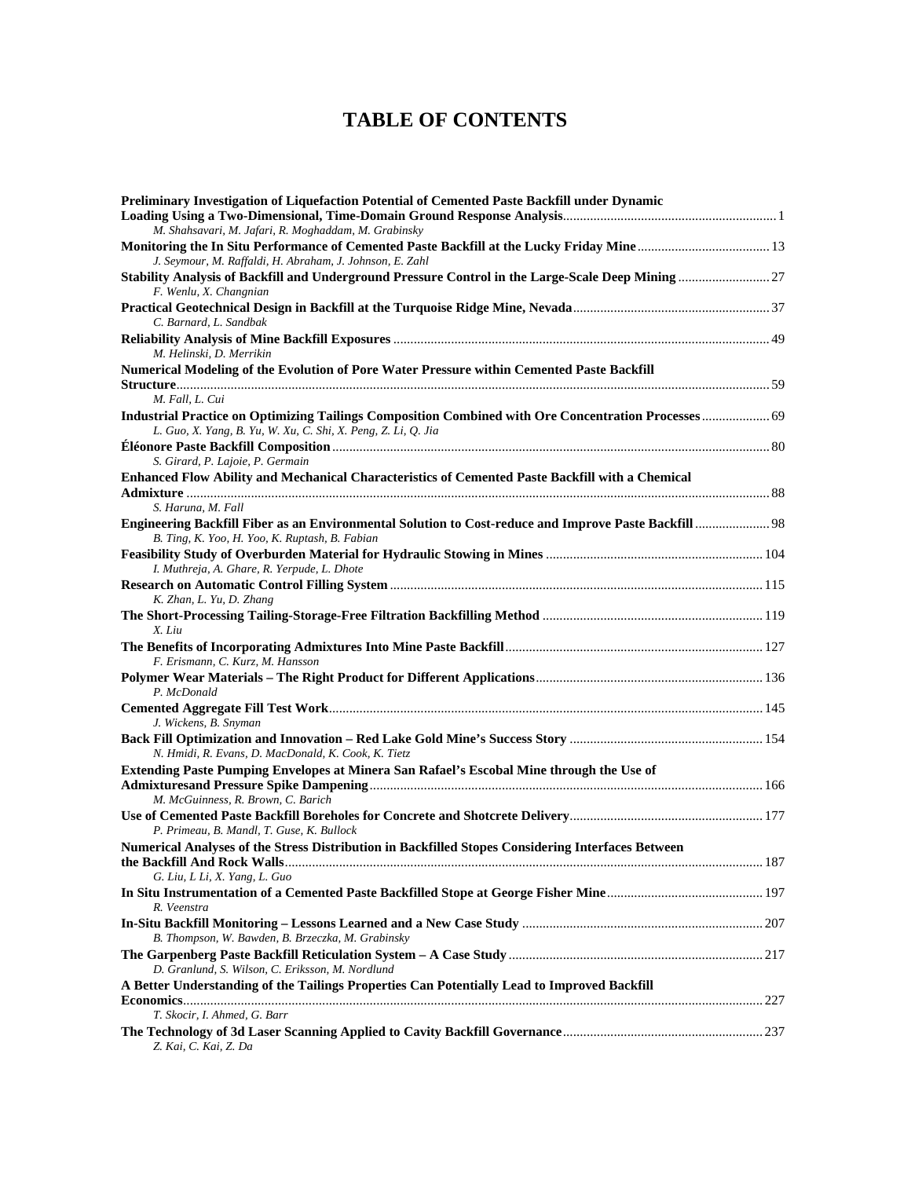# TABLE OF CONTENTS

**Preliminary Investigation of Liquefaction Potential of Cemented Paste Backfill under Dynamic Loading Using a Two-Dimensional, Time-Domain Ground Response Analysis** ............ 1
*M. Shahsavari, M. Jafari, R. Moghaddam, M. Grabinsky*

**Monitoring the In Situ Performance of Cemented Paste Backfill at the Lucky Friday Mine** ............ 13
*J. Seymour, M. Raffaldi, H. Abraham, J. Johnson, E. Zahl*

**Stability Analysis of Backfill and Underground Pressure Control in the Large-Scale Deep Mining** ............ 27
*F. Wenlu, X. Changnian*

**Practical Geotechnical Design in Backfill at the Turquoise Ridge Mine, Nevada** ............ 37
*C. Barnard, L. Sandbak*

**Reliability Analysis of Mine Backfill Exposures** ............ 49
*M. Helinski, D. Merrikin*

**Numerical Modeling of the Evolution of Pore Water Pressure within Cemented Paste Backfill Structure** ............ 59
*M. Fall, L. Cui*

**Industrial Practice on Optimizing Tailings Composition Combined with Ore Concentration Processes** ............ 69
*L. Guo, X. Yang, B. Yu, W. Xu, C. Shi, X. Peng, Z. Li, Q. Jia*

**Éléonore Paste Backfill Composition** ............ 80
*S. Girard, P. Lajoie, P. Germain*

**Enhanced Flow Ability and Mechanical Characteristics of Cemented Paste Backfill with a Chemical Admixture** ............ 88
*S. Haruna, M. Fall*

**Engineering Backfill Fiber as an Environmental Solution to Cost-reduce and Improve Paste Backfill** ............ 98
*B. Ting, K. Yoo, H. Yoo, K. Ruptash, B. Fabian*

**Feasibility Study of Overburden Material for Hydraulic Stowing in Mines** ............ 104
*I. Muthreja, A. Ghare, R. Yerpude, L. Dhote*

**Research on Automatic Control Filling System** ............ 115
*K. Zhan, L. Yu, D. Zhang*

**The Short-Processing Tailing-Storage-Free Filtration Backfilling Method** ............ 119
*X. Liu*

**The Benefits of Incorporating Admixtures Into Mine Paste Backfill** ............ 127
*F. Erismann, C. Kurz, M. Hansson*

**Polymer Wear Materials – The Right Product for Different Applications** ............ 136
*P. McDonald*

**Cemented Aggregate Fill Test Work** ............ 145
*J. Wickens, B. Snyman*

**Back Fill Optimization and Innovation – Red Lake Gold Mine's Success Story** ............ 154
*N. Hmidi, R. Evans, D. MacDonald, K. Cook, K. Tietz*

**Extending Paste Pumping Envelopes at Minera San Rafael's Escobal Mine through the Use of Admixturesand Pressure Spike Dampening** ............ 166
*M. McGuinness, R. Brown, C. Barich*

**Use of Cemented Paste Backfill Boreholes for Concrete and Shotcrete Delivery** ............ 177
*P. Primeau, B. Mandl, T. Guse, K. Bullock*

**Numerical Analyses of the Stress Distribution in Backfilled Stopes Considering Interfaces Between the Backfill And Rock Walls** ............ 187
*G. Liu, L Li, X. Yang, L. Guo*

**In Situ Instrumentation of a Cemented Paste Backfilled Stope at George Fisher Mine** ............ 197
*R. Veenstra*

**In-Situ Backfill Monitoring – Lessons Learned and a New Case Study** ............ 207
*B. Thompson, W. Bawden, B. Brzeczka, M. Grabinsky*

**The Garpenberg Paste Backfill Reticulation System – A Case Study** ............ 217
*D. Granlund, S. Wilson, C. Eriksson, M. Nordlund*

**A Better Understanding of the Tailings Properties Can Potentially Lead to Improved Backfill Economics** ............ 227
*T. Skocir, I. Ahmed, G. Barr*

**The Technology of 3d Laser Scanning Applied to Cavity Backfill Governance** ............ 237
*Z. Kai, C. Kai, Z. Da*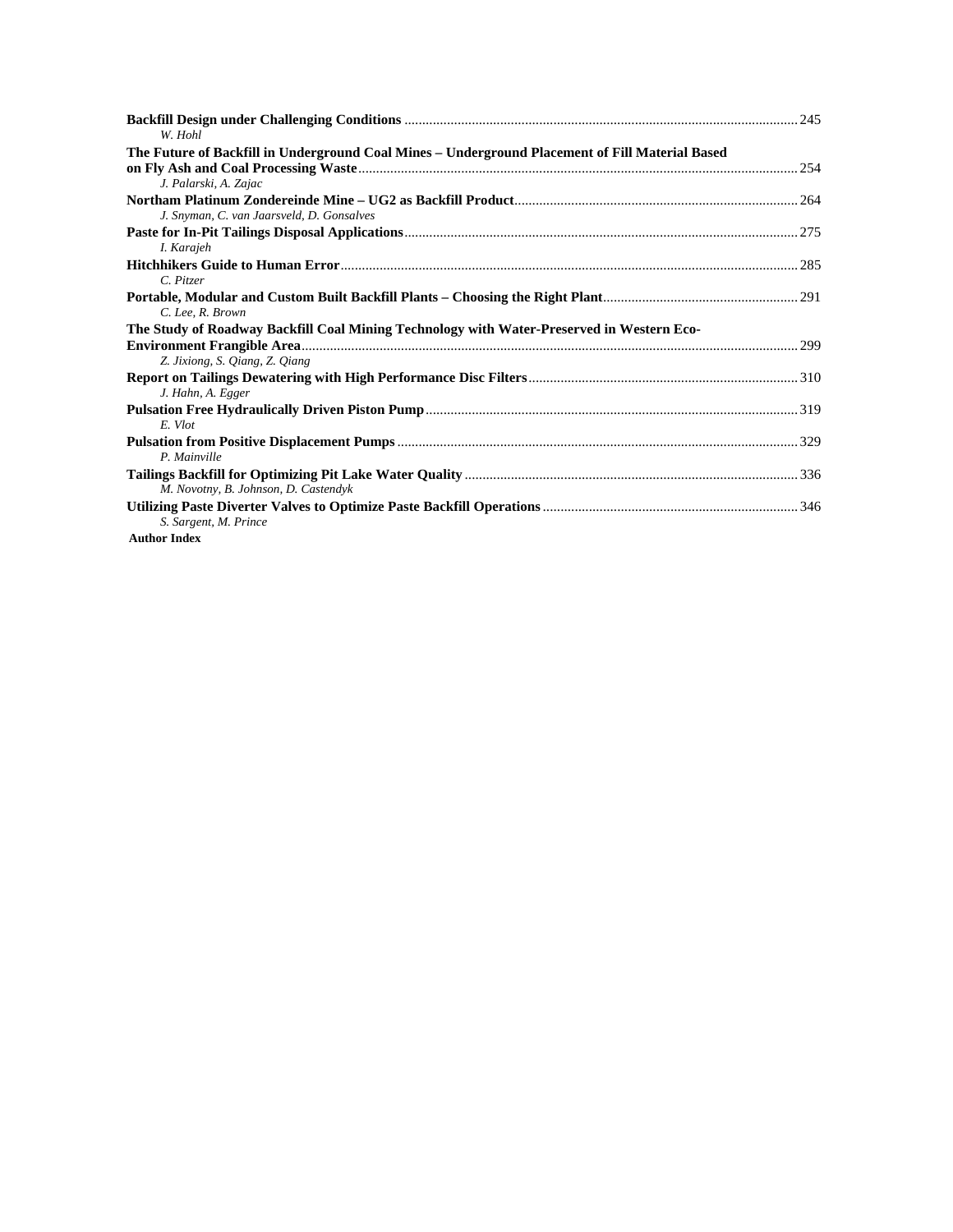**Backfill Design under Challenging Conditions** ........................................................................................................ 245
*W. Hohl*

**The Future of Backfill in Underground Coal Mines – Underground Placement of Fill Material Based on Fly Ash and Coal Processing Waste** ........................................................................................................ 254
*J. Palarski, A. Zajac*

**Northam Platinum Zondereinde Mine – UG2 as Backfill Product** ........................................................................ 264
*J. Snyman, C. van Jaarsveld, D. Gonsalves*

**Paste for In-Pit Tailings Disposal Applications** ........................................................................................................ 275
*I. Karajeh*

**Hitchhikers Guide to Human Error** ........................................................................................................ 285
*C. Pitzer*

**Portable, Modular and Custom Built Backfill Plants – Choosing the Right Plant** ................................................ 291
*C. Lee, R. Brown*

**The Study of Roadway Backfill Coal Mining Technology with Water-Preserved in Western Eco-Environment Frangible Area** ........................................................................................................ 299
*Z. Jixiong, S. Qiang, Z. Qiang*

**Report on Tailings Dewatering with High Performance Disc Filters** ...................................................................... 310
*J. Hahn, A. Egger*

**Pulsation Free Hydraulically Driven Piston Pump** ........................................................................................................ 319
*E. Vlot*

**Pulsation from Positive Displacement Pumps** ........................................................................................................ 329
*P. Mainville*

**Tailings Backfill for Optimizing Pit Lake Water Quality** ........................................................................................ 336
*M. Novotny, B. Johnson, D. Castendyk*

**Utilizing Paste Diverter Valves to Optimize Paste Backfill Operations** .................................................................. 346
*S. Sargent, M. Prince*

**Author Index**